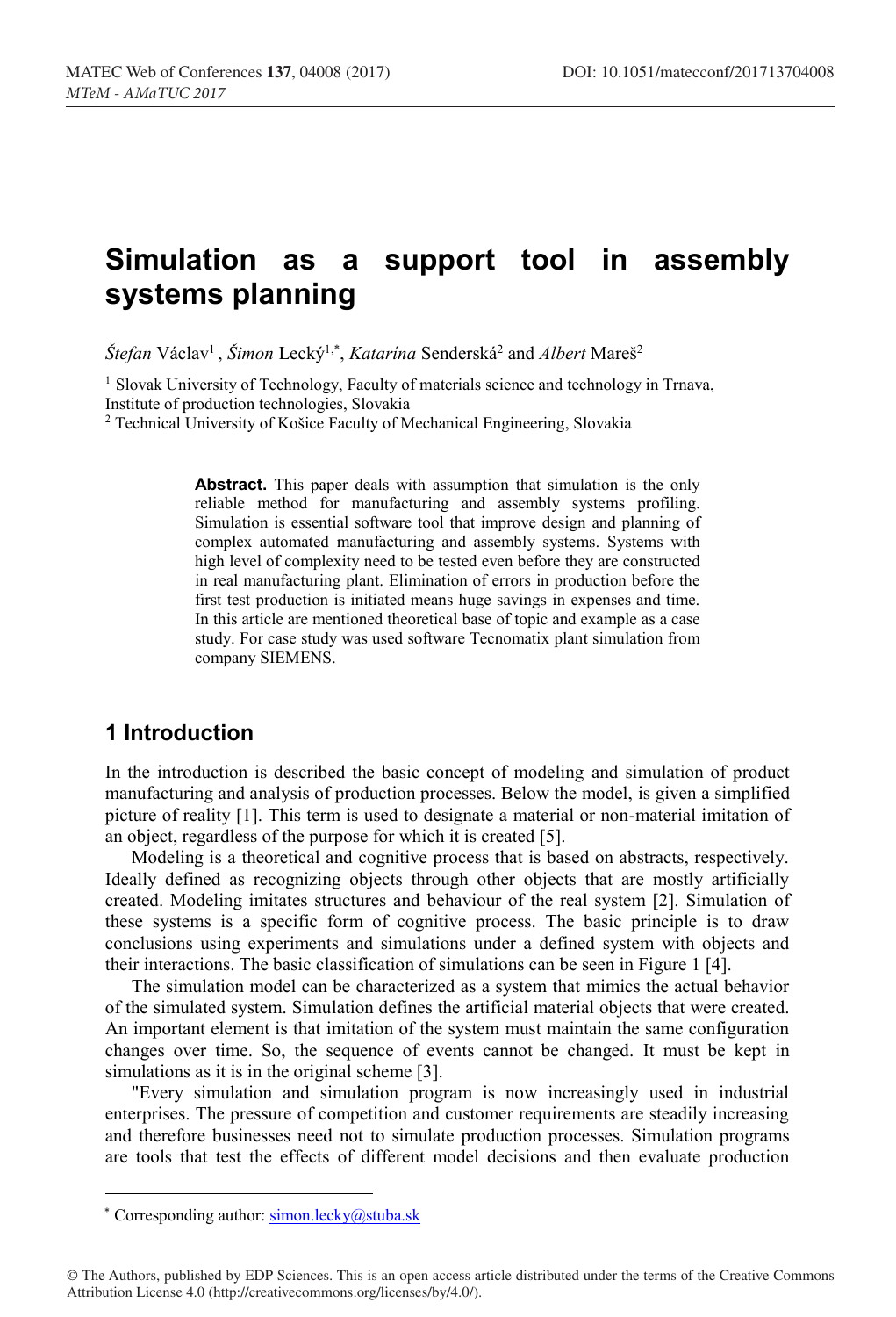# Simulation as a support tool in assembly systems planning

*Štefan* Václav[1] , *Šimon* Lecký[1,*], *Katarína* Senderská[2] and *Albert* Mareš[2]

[1] Slovak University of Technology, Faculty of materials science and technology in Trnava, Institute of production technologies, Slovakia

[2] Technical University of Košice Faculty of Mechanical Engineering, Slovakia

**Abstract.** This paper deals with assumption that simulation is the only reliable method for manufacturing and assembly systems profiling. Simulation is essential software tool that improve design and planning of complex automated manufacturing and assembly systems. Systems with high level of complexity need to be tested even before they are constructed in real manufacturing plant. Elimination of errors in production before the first test production is initiated means huge savings in expenses and time. In this article are mentioned theoretical base of topic and example as a case study. For case study was used software Tecnomatix plant simulation from company SIEMENS.

## 1 Introduction

In the introduction is described the basic concept of modeling and simulation of product manufacturing and analysis of production processes. Below the model, is given a simplified picture of reality [1]. This term is used to designate a material or non-material imitation of an object, regardless of the purpose for which it is created [5].

Modeling is a theoretical and cognitive process that is based on abstracts, respectively. Ideally defined as recognizing objects through other objects that are mostly artificially created. Modeling imitates structures and behaviour of the real system [2]. Simulation of these systems is a specific form of cognitive process. The basic principle is to draw conclusions using experiments and simulations under a defined system with objects and their interactions. The basic classification of simulations can be seen in Figure 1 [4].

The simulation model can be characterized as a system that mimics the actual behavior of the simulated system. Simulation defines the artificial material objects that were created. An important element is that imitation of the system must maintain the same configuration changes over time. So, the sequence of events cannot be changed. It must be kept in simulations as it is in the original scheme [3].

"Every simulation and simulation program is now increasingly used in industrial enterprises. The pressure of competition and customer requirements are steadily increasing and therefore businesses need not to simulate production processes. Simulation programs are tools that test the effects of different model decisions and then evaluate production

---

[*] Corresponding author: simon.lecky@stuba.sk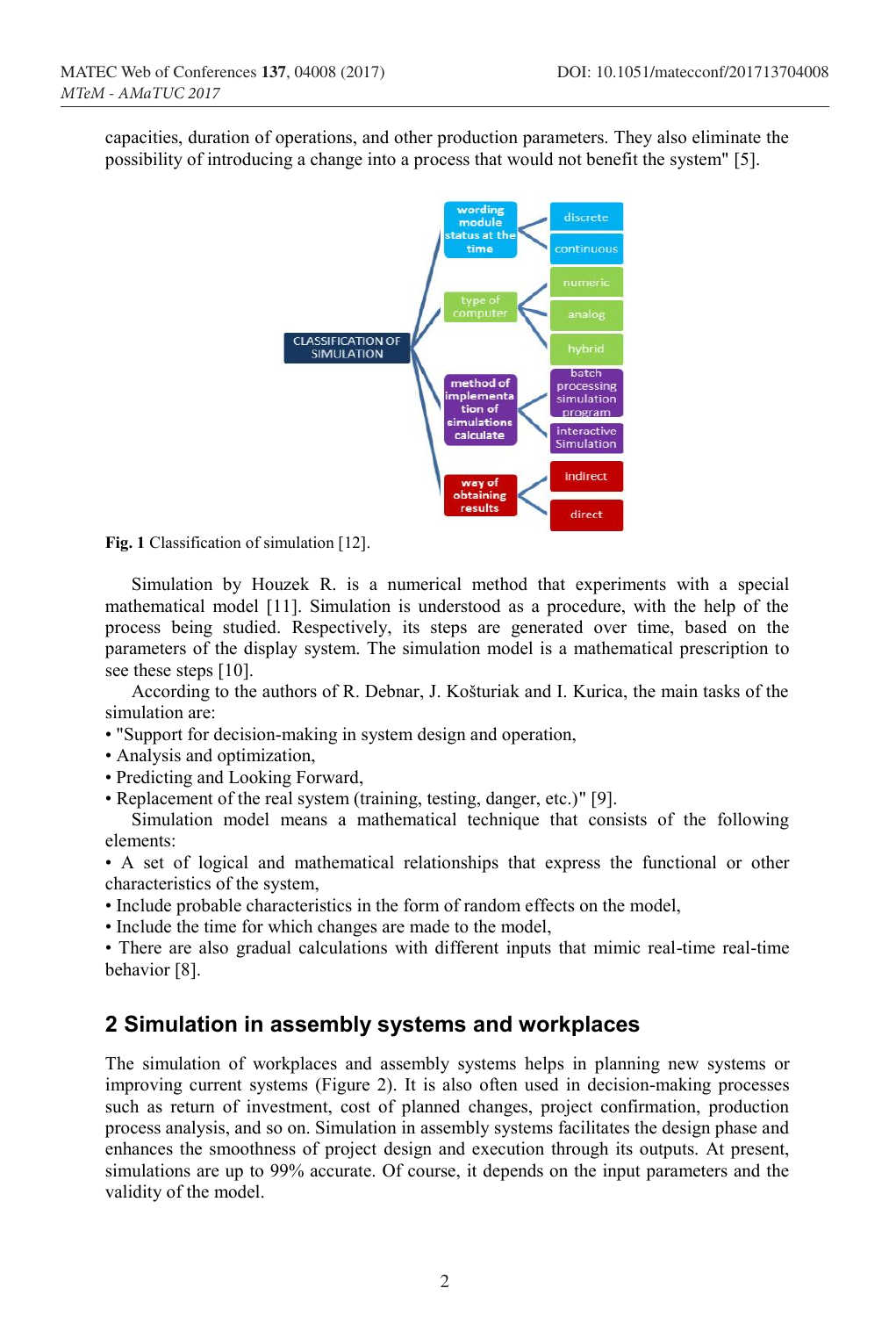capacities, duration of operations, and other production parameters. They also eliminate the possibility of introducing a change into a process that would not benefit the system" [5].

**Fig. 1** Classification of simulation [12].

Simulation by Houzek R. is a numerical method that experiments with a special mathematical model [11]. Simulation is understood as a procedure, with the help of the process being studied. Respectively, its steps are generated over time, based on the parameters of the display system. The simulation model is a mathematical prescription to see these steps [10].

According to the authors of R. Debnar, J. Košturiak and I. Kurica, the main tasks of the simulation are:

- "Support for decision-making in system design and operation,
- Analysis and optimization,
- Predicting and Looking Forward,
- Replacement of the real system (training, testing, danger, etc.)" [9].

Simulation model means a mathematical technique that consists of the following elements:

- A set of logical and mathematical relationships that express the functional or other characteristics of the system,
- Include probable characteristics in the form of random effects on the model,
- Include the time for which changes are made to the model,
- There are also gradual calculations with different inputs that mimic real-time real-time behavior [8].

## 2 Simulation in assembly systems and workplaces

The simulation of workplaces and assembly systems helps in planning new systems or improving current systems (Figure 2). It is also often used in decision-making processes such as return of investment, cost of planned changes, project confirmation, production process analysis, and so on. Simulation in assembly systems facilitates the design phase and enhances the smoothness of project design and execution through its outputs. At present, simulations are up to 99% accurate. Of course, it depends on the input parameters and the validity of the model.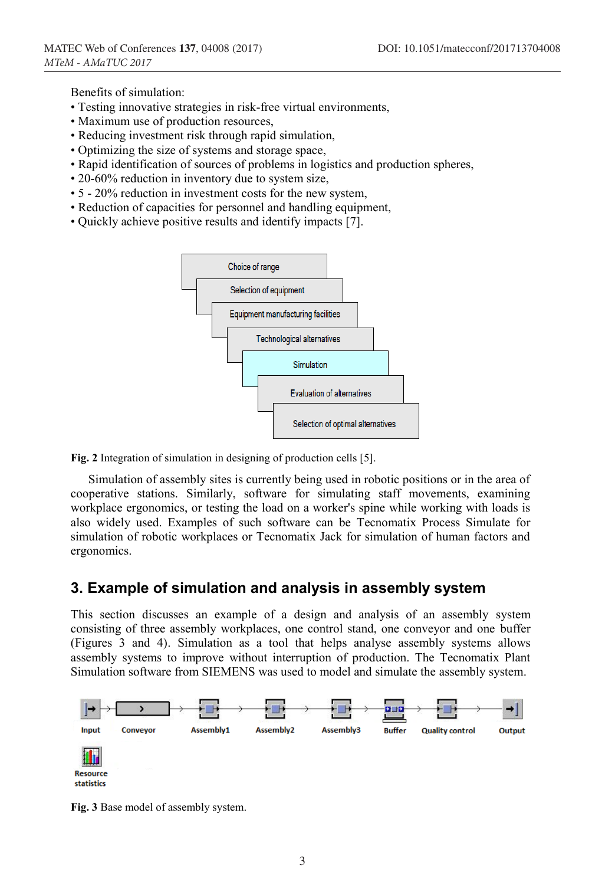Benefits of simulation:

- Testing innovative strategies in risk-free virtual environments,
- Maximum use of production resources,
- Reducing investment risk through rapid simulation,
- Optimizing the size of systems and storage space,
- Rapid identification of sources of problems in logistics and production spheres,
- 20-60% reduction in inventory due to system size,
- 5 - 20% reduction in investment costs for the new system,
- Reduction of capacities for personnel and handling equipment,
- Quickly achieve positive results and identify impacts [7].

Choice of range

Selection of equipment

Equipment manufacturing facilities

Technological alternatives

Simulation

Evaluation of alternatives

Selection of optimal alternatives

**Fig. 2** Integration of simulation in designing of production cells [5].

Simulation of assembly sites is currently being used in robotic positions or in the area of cooperative stations. Similarly, software for simulating staff movements, examining workplace ergonomics, or testing the load on a worker's spine while working with loads is also widely used. Examples of such software can be Tecnomatix Process Simulate for simulation of robotic workplaces or Tecnomatix Jack for simulation of human factors and ergonomics.

## 3. Example of simulation and analysis in assembly system

This section discusses an example of a design and analysis of an assembly system consisting of three assembly workplaces, one control stand, one conveyor and one buffer (Figures 3 and 4). Simulation as a tool that helps analyse assembly systems allows assembly systems to improve without interruption of production. The Tecnomatix Plant Simulation software from SIEMENS was used to model and simulate the assembly system.

Input, Conveyor, Assembly1, Assembly2, Assembly3, Buffer, Quality control, Output

Resource statistics

**Fig. 3** Base model of assembly system.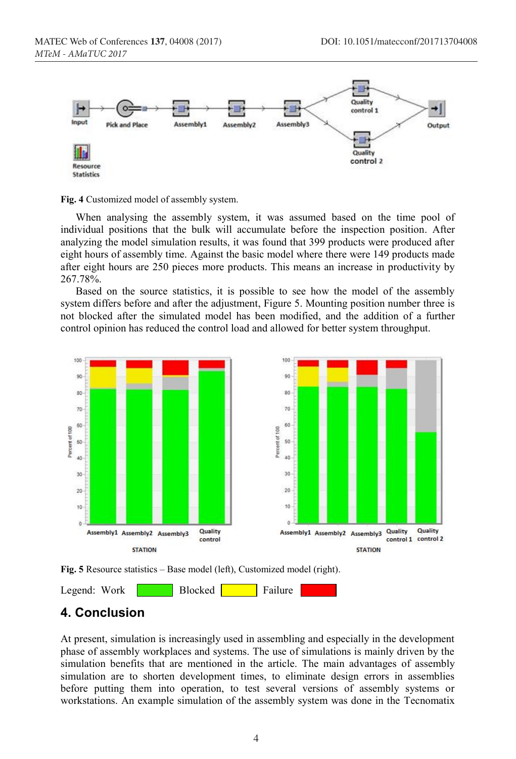Fig. 4 Customized model of assembly system.

When analysing the assembly system, it was assumed based on the time pool of individual positions that the bulk will accumulate before the inspection position. After analyzing the model simulation results, it was found that 399 products were produced after eight hours of assembly time. Against the basic model where there were 149 products made after eight hours are 250 pieces more products. This means an increase in productivity by 267.78%.

Based on the source statistics, it is possible to see how the model of the assembly system differs before and after the adjustment, Figure 5. Mounting position number three is not blocked after the simulated model has been modified, and the addition of a further control opinion has reduced the control load and allowed for better system throughput.

**Fig. 5** Resource statistics – Base model (left), Customized model (right).

Legend: Work | Blocked | Failure

## 4. Conclusion

At present, simulation is increasingly used in assembling and especially in the development phase of assembly workplaces and systems. The use of simulations is mainly driven by the simulation benefits that are mentioned in the article. The main advantages of assembly simulation are to shorten development times, to eliminate design errors in assemblies before putting them into operation, to test several versions of assembly systems or workstations. An example simulation of the assembly system was done in the Tecnomatix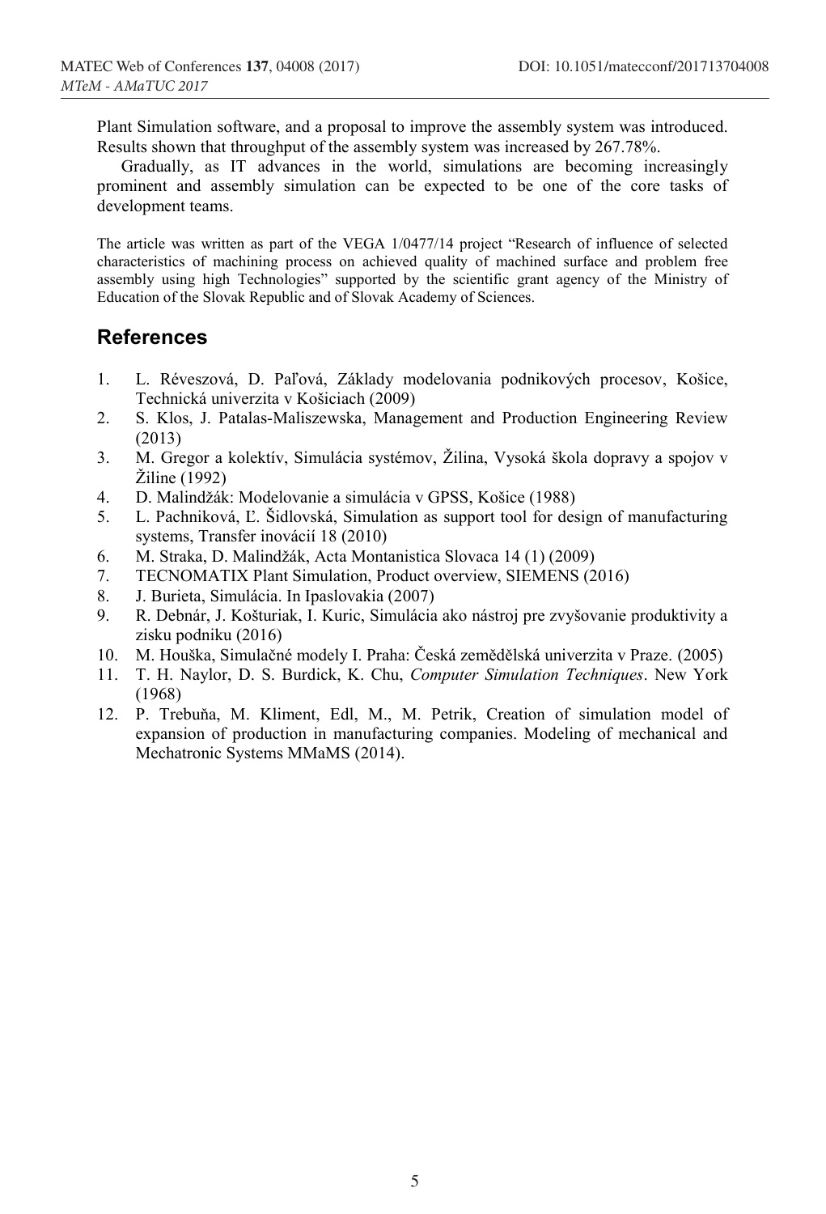Plant Simulation software, and a proposal to improve the assembly system was introduced. Results shown that throughput of the assembly system was increased by 267.78%.

Gradually, as IT advances in the world, simulations are becoming increasingly prominent and assembly simulation can be expected to be one of the core tasks of development teams.

The article was written as part of the VEGA 1/0477/14 project "Research of influence of selected characteristics of machining process on achieved quality of machined surface and problem free assembly using high Technologies" supported by the scientific grant agency of the Ministry of Education of the Slovak Republic and of Slovak Academy of Sciences.

## References

1. L. Réveszová, D. Paľová, Základy modelovania podnikových procesov, Košice, Technická univerzita v Košiciach (2009)
2. S. Klos, J. Patalas-Maliszewska, Management and Production Engineering Review (2013)
3. M. Gregor a kolektív, Simulácia systémov, Žilina, Vysoká škola dopravy a spojov v Žiline (1992)
4. D. Malindžák: Modelovanie a simulácia v GPSS, Košice (1988)
5. L. Pachniková, Ľ. Šidlovská, Simulation as support tool for design of manufacturing systems, Transfer inovácií 18 (2010)
6. M. Straka, D. Malindžák, Acta Montanistica Slovaca 14 (1) (2009)
7. TECNOMATIX Plant Simulation, Product overview, SIEMENS (2016)
8. J. Burieta, Simulácia. In Ipaslovakia (2007)
9. R. Debnár, J. Košturiak, I. Kuric, Simulácia ako nástroj pre zvyšovanie produktivity a zisku podniku (2016)
10. M. Houška, Simulačné modely I. Praha: Česká zemědělská univerzita v Praze. (2005)
11. T. H. Naylor, D. S. Burdick, K. Chu, *Computer Simulation Techniques*. New York (1968)
12. P. Trebuňa, M. Kliment, Edl, M., M. Petrik, Creation of simulation model of expansion of production in manufacturing companies. Modeling of mechanical and Mechatronic Systems MMaMS (2014).